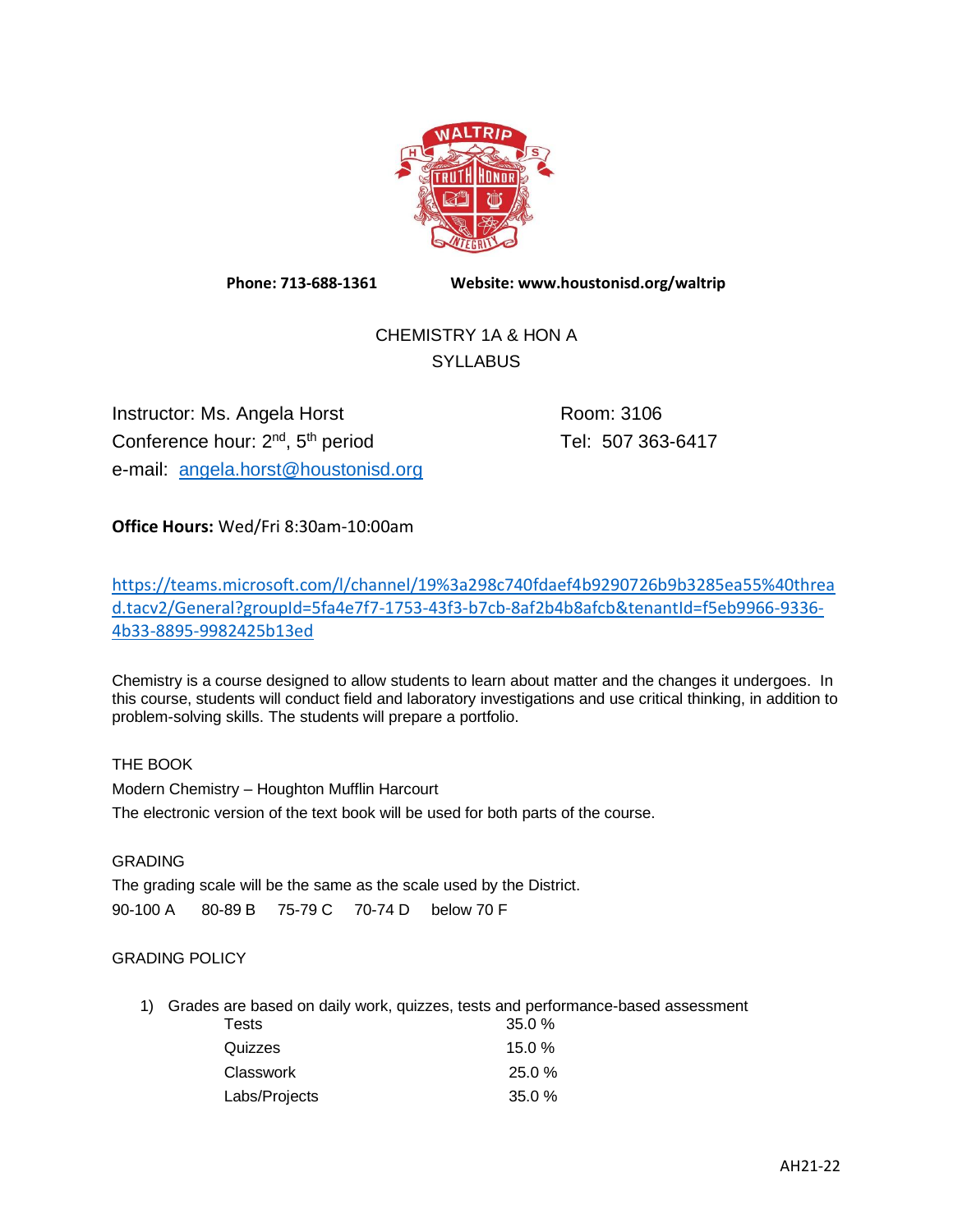**Phone: 713-688-1361** **Website: www.houstonisd.org/waltrip**

# CHEMISTRY 1A & HON A
## SYLLABUS

Instructor: Ms. Angela Horst
Conference hour: 2nd, 5th period
e-mail: [angela.horst@houstonisd.org](mailto:angela.horst@houstonisd.org)

Room: 3106
Tel: 507 363-6417

**Office Hours:** Wed/Fri 8:30am-10:00am

https://teams.microsoft.com/l/channel/19%3a298c740fdaef4b9290726b9b3285ea55%40thread.tacv2/General?groupId=5fa4e7f7-1753-43f3-b7cb-8af2b4b8afcb&tenantId=f5eb9966-9336-4b33-8895-9982425b13ed

Chemistry is a course designed to allow students to learn about matter and the changes it undergoes. In this course, students will conduct field and laboratory investigations and use critical thinking, in addition to problem-solving skills. The students will prepare a portfolio.

### THE BOOK

Modern Chemistry – Houghton Mifflin Harcourt
The electronic version of the text book will be used for both parts of the course.

### GRADING

The grading scale will be the same as the scale used by the District.

90-100 A  80-89 B  75-79 C  70-74 D  below 70 F

### GRADING POLICY

1) Grades are based on daily work, quizzes, tests and performance-based assessment

| | |
|---|---|
| Tests | 35.0 % |
| Quizzes | 15.0 % |
| Classwork | 25.0 % |
| Labs/Projects | 35.0 % |

AH21-22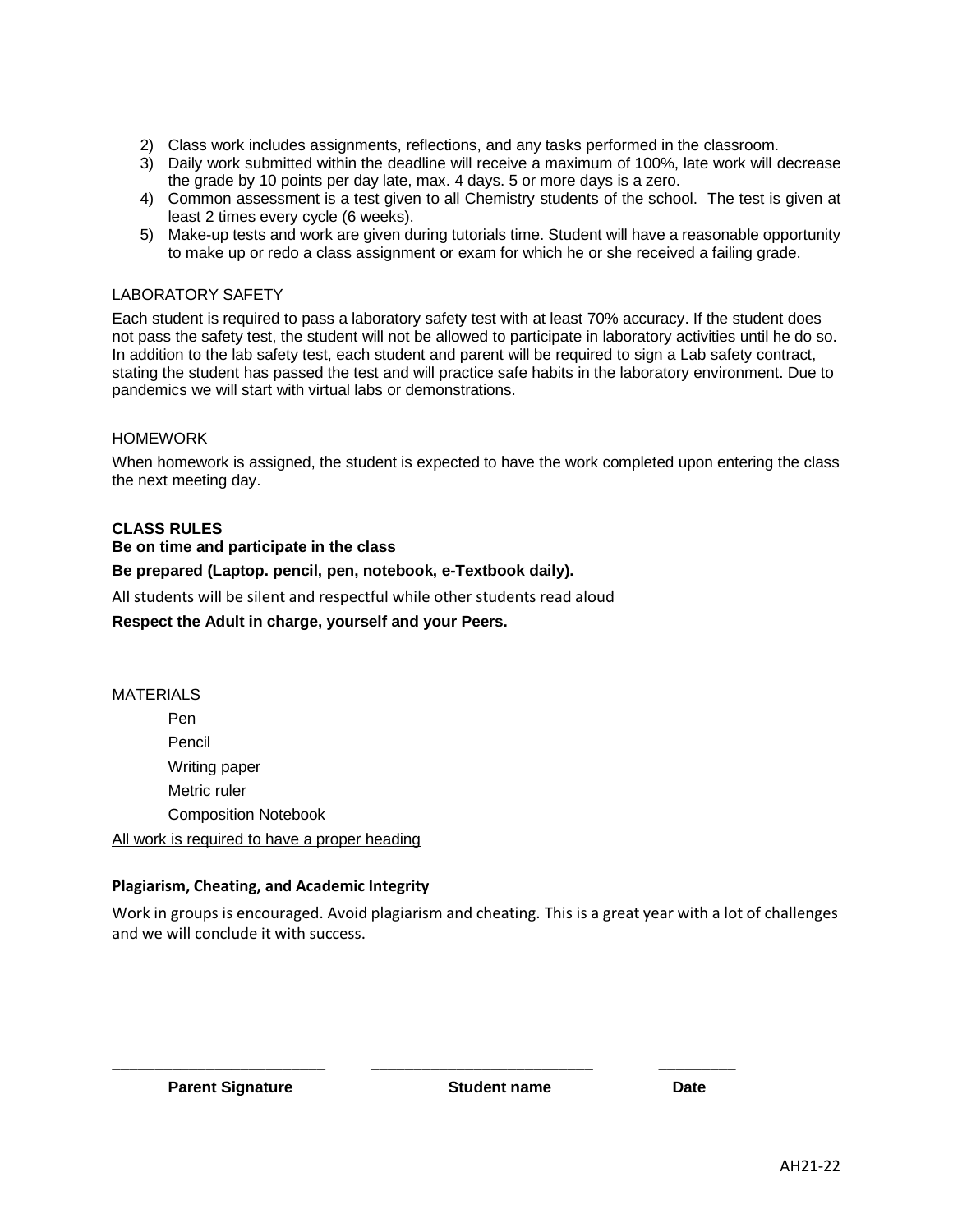2) Class work includes assignments, reflections, and any tasks performed in the classroom.
3) Daily work submitted within the deadline will receive a maximum of 100%, late work will decrease the grade by 10 points per day late, max. 4 days. 5 or more days is a zero.
4) Common assessment is a test given to all Chemistry students of the school. The test is given at least 2 times every cycle (6 weeks).
5) Make-up tests and work are given during tutorials time. Student will have a reasonable opportunity to make up or redo a class assignment or exam for which he or she received a failing grade.

LABORATORY SAFETY

Each student is required to pass a laboratory safety test with at least 70% accuracy. If the student does not pass the safety test, the student will not be allowed to participate in laboratory activities until he do so. In addition to the lab safety test, each student and parent will be required to sign a Lab safety contract, stating the student has passed the test and will practice safe habits in the laboratory environment. Due to pandemics we will start with virtual labs or demonstrations.

HOMEWORK

When homework is assigned, the student is expected to have the work completed upon entering the class the next meeting day.

**CLASS RULES**

**Be on time and participate in the class**

**Be prepared (Laptop. pencil, pen, notebook, e-Textbook daily).**

All students will be silent and respectful while other students read aloud

**Respect the Adult in charge, yourself and your Peers.**

MATERIALS

- Pen
- Pencil
- Writing paper
- Metric ruler
- Composition Notebook

All work is required to have a proper heading

**Plagiarism, Cheating, and Academic Integrity**

Work in groups is encouraged. Avoid plagiarism and cheating. This is a great year with a lot of challenges and we will conclude it with success.

________________________ ________________________ _________

**Parent Signature** **Student name** **Date**

AH21-22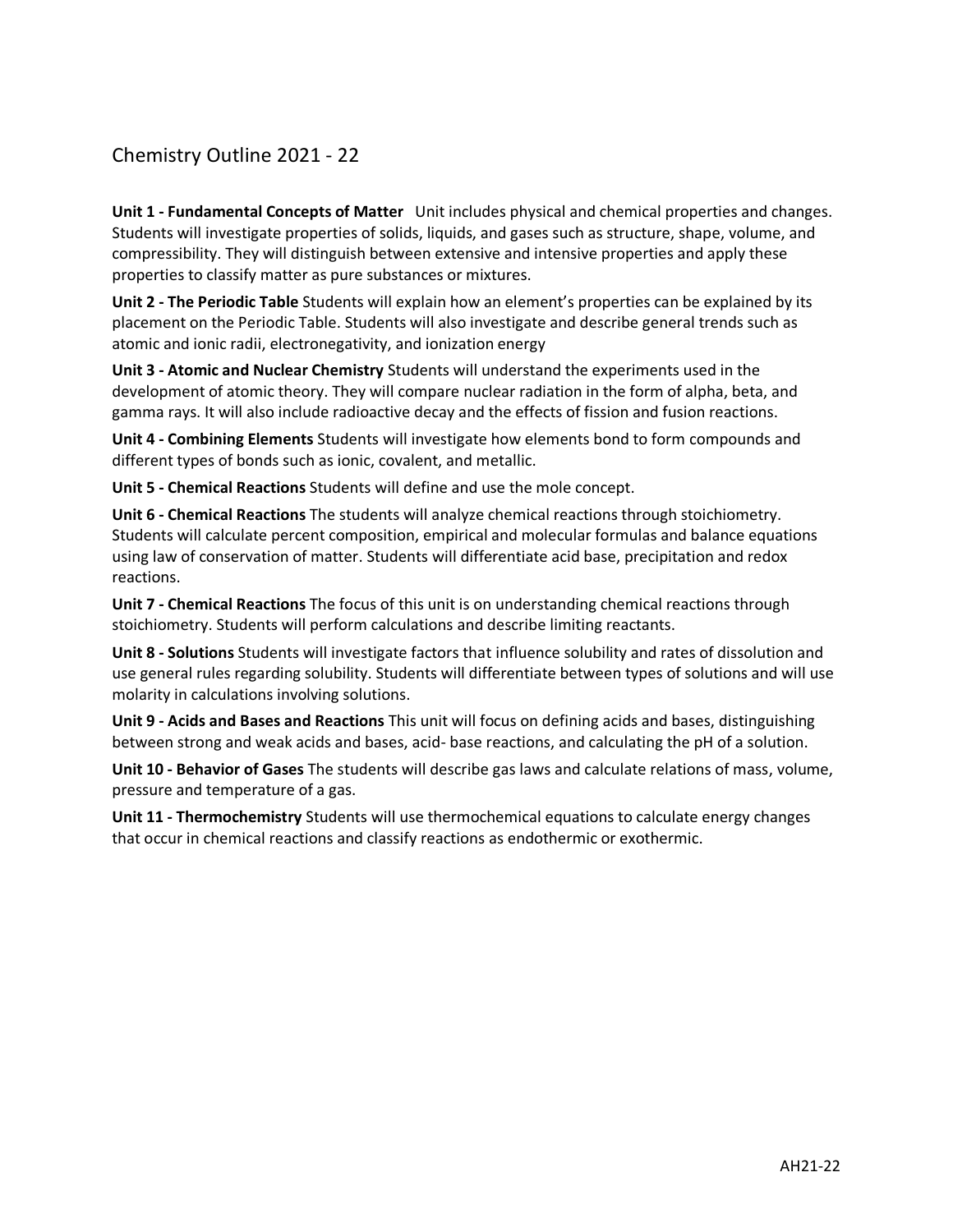# Chemistry Outline 2021 - 22

**Unit 1 - Fundamental Concepts of Matter** Unit includes physical and chemical properties and changes. Students will investigate properties of solids, liquids, and gases such as structure, shape, volume, and compressibility. They will distinguish between extensive and intensive properties and apply these properties to classify matter as pure substances or mixtures.

**Unit 2 - The Periodic Table** Students will explain how an element's properties can be explained by its placement on the Periodic Table. Students will also investigate and describe general trends such as atomic and ionic radii, electronegativity, and ionization energy

**Unit 3 - Atomic and Nuclear Chemistry** Students will understand the experiments used in the development of atomic theory. They will compare nuclear radiation in the form of alpha, beta, and gamma rays. It will also include radioactive decay and the effects of fission and fusion reactions.

**Unit 4 - Combining Elements** Students will investigate how elements bond to form compounds and different types of bonds such as ionic, covalent, and metallic.

**Unit 5 - Chemical Reactions** Students will define and use the mole concept.

**Unit 6 - Chemical Reactions** The students will analyze chemical reactions through stoichiometry. Students will calculate percent composition, empirical and molecular formulas and balance equations using law of conservation of matter. Students will differentiate acid base, precipitation and redox reactions.

**Unit 7 - Chemical Reactions** The focus of this unit is on understanding chemical reactions through stoichiometry. Students will perform calculations and describe limiting reactants.

**Unit 8 - Solutions** Students will investigate factors that influence solubility and rates of dissolution and use general rules regarding solubility. Students will differentiate between types of solutions and will use molarity in calculations involving solutions.

**Unit 9 - Acids and Bases and Reactions** This unit will focus on defining acids and bases, distinguishing between strong and weak acids and bases, acid- base reactions, and calculating the pH of a solution.

**Unit 10 - Behavior of Gases** The students will describe gas laws and calculate relations of mass, volume, pressure and temperature of a gas.

**Unit 11 - Thermochemistry** Students will use thermochemical equations to calculate energy changes that occur in chemical reactions and classify reactions as endothermic or exothermic.

AH21-22